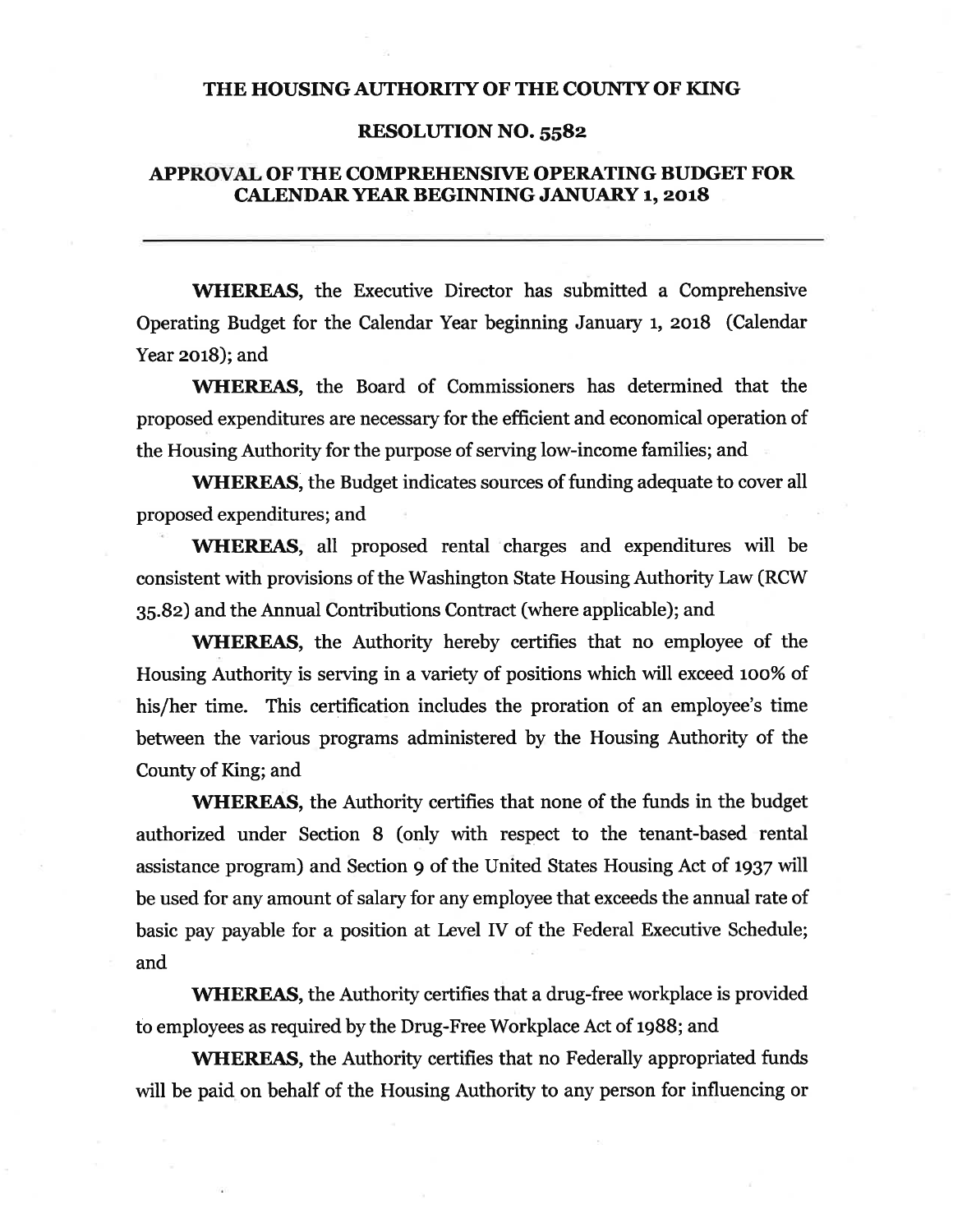# THE HOUSING AUTHORITY OF THE COUNTY OF KING

## RESOLUTION NO. 5582

## APPROVAL OF THE COMPREHENSIVE OPERATING BUDGET FOR CALENDAR YEAR BEGINNING JANUARY 1, 2018

---

**WHEREAS**, the Executive Director has submitted a Comprehensive Operating Budget for the Calendar Year beginning January 1, 2018 (Calendar Year 2018); and

**WHEREAS**, the Board of Commissioners has determined that the proposed expenditures are necessary for the efficient and economical operation of the Housing Authority for the purpose of serving low-income families; and

**WHEREAS**, the Budget indicates sources of funding adequate to cover all proposed expenditures; and

**WHEREAS**, all proposed rental charges and expenditures will be consistent with provisions of the Washington State Housing Authority Law (RCW 35.82) and the Annual Contributions Contract (where applicable); and

**WHEREAS**, the Authority hereby certifies that no employee of the Housing Authority is serving in a variety of positions which will exceed 100% of his/her time. This certification includes the proration of an employee's time between the various programs administered by the Housing Authority of the County of King; and

**WHEREAS**, the Authority certifies that none of the funds in the budget authorized under Section 8 (only with respect to the tenant-based rental assistance program) and Section 9 of the United States Housing Act of 1937 will be used for any amount of salary for any employee that exceeds the annual rate of basic pay payable for a position at Level IV of the Federal Executive Schedule; and

**WHEREAS**, the Authority certifies that a drug-free workplace is provided to employees as required by the Drug-Free Workplace Act of 1988; and

**WHEREAS**, the Authority certifies that no Federally appropriated funds will be paid on behalf of the Housing Authority to any person for influencing or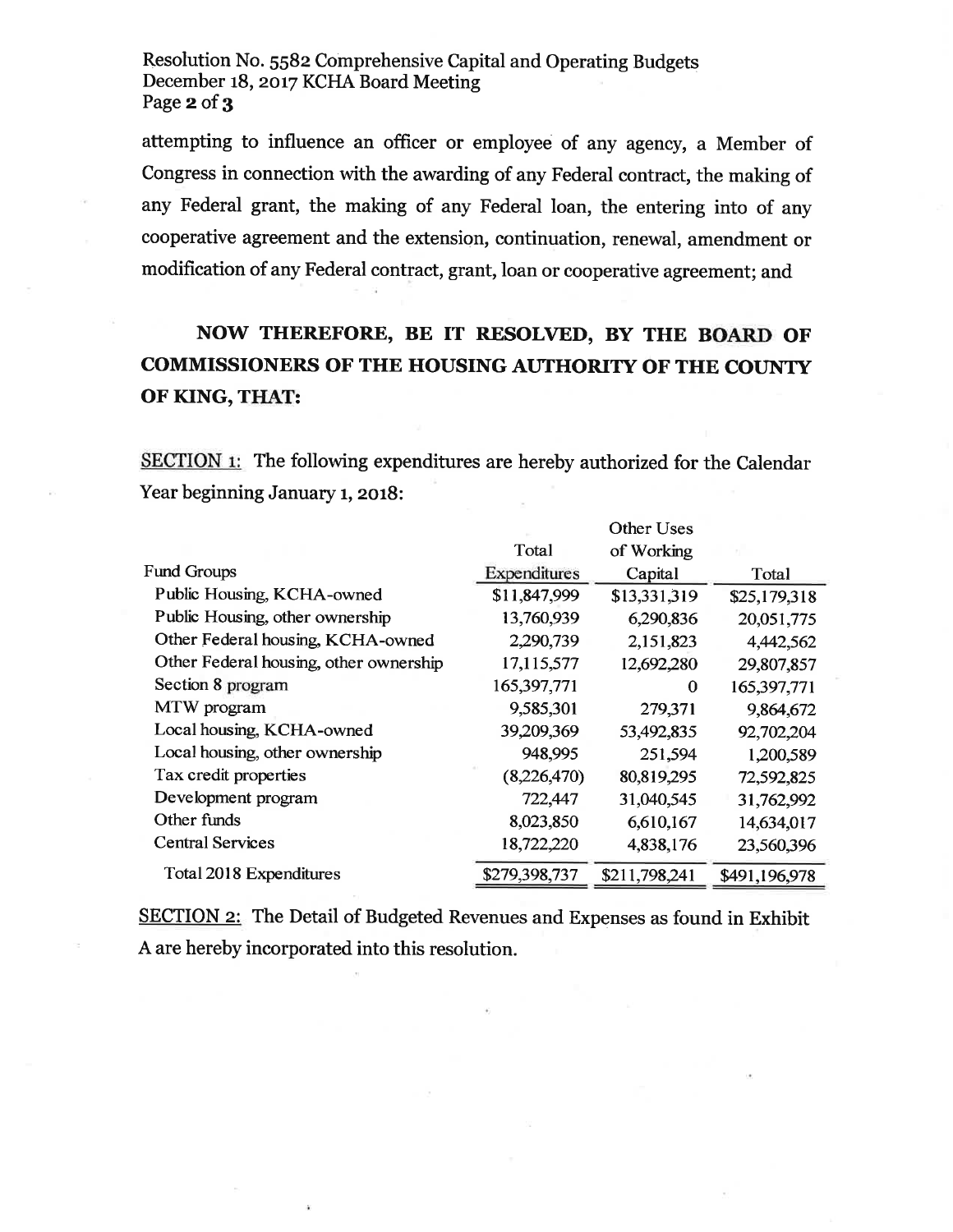attempting to influence an officer or employee of any agency, a Member of Congress in connection with the awarding of any Federal contract, the making of any Federal grant, the making of any Federal loan, the entering into of any cooperative agreement and the extension, continuation, renewal, amendment or modification of any Federal contract, grant, loan or cooperative agreement; and

**NOW THEREFORE, BE IT RESOLVED, BY THE BOARD OF COMMISSIONERS OF THE HOUSING AUTHORITY OF THE COUNTY OF KING, THAT:**

SECTION 1: The following expenditures are hereby authorized for the Calendar Year beginning January 1, 2018:

| Fund Groups | Total Expenditures | Other Uses of Working Capital | Total |
|---|---|---|---|
| Public Housing, KCHA-owned | $11,847,999 | $13,331,319 | $25,179,318 |
| Public Housing, other ownership | 13,760,939 | 6,290,836 | 20,051,775 |
| Other Federal housing, KCHA-owned | 2,290,739 | 2,151,823 | 4,442,562 |
| Other Federal housing, other ownership | 17,115,577 | 12,692,280 | 29,807,857 |
| Section 8 program | 165,397,771 | 0 | 165,397,771 |
| MTW program | 9,585,301 | 279,371 | 9,864,672 |
| Local housing, KCHA-owned | 39,209,369 | 53,492,835 | 92,702,204 |
| Local housing, other ownership | 948,995 | 251,594 | 1,200,589 |
| Tax credit properties | (8,226,470) | 80,819,295 | 72,592,825 |
| Development program | 722,447 | 31,040,545 | 31,762,992 |
| Other funds | 8,023,850 | 6,610,167 | 14,634,017 |
| Central Services | 18,722,220 | 4,838,176 | 23,560,396 |
| Total 2018 Expenditures | $279,398,737 | $211,798,241 | $491,196,978 |

SECTION 2: The Detail of Budgeted Revenues and Expenses as found in Exhibit A are hereby incorporated into this resolution.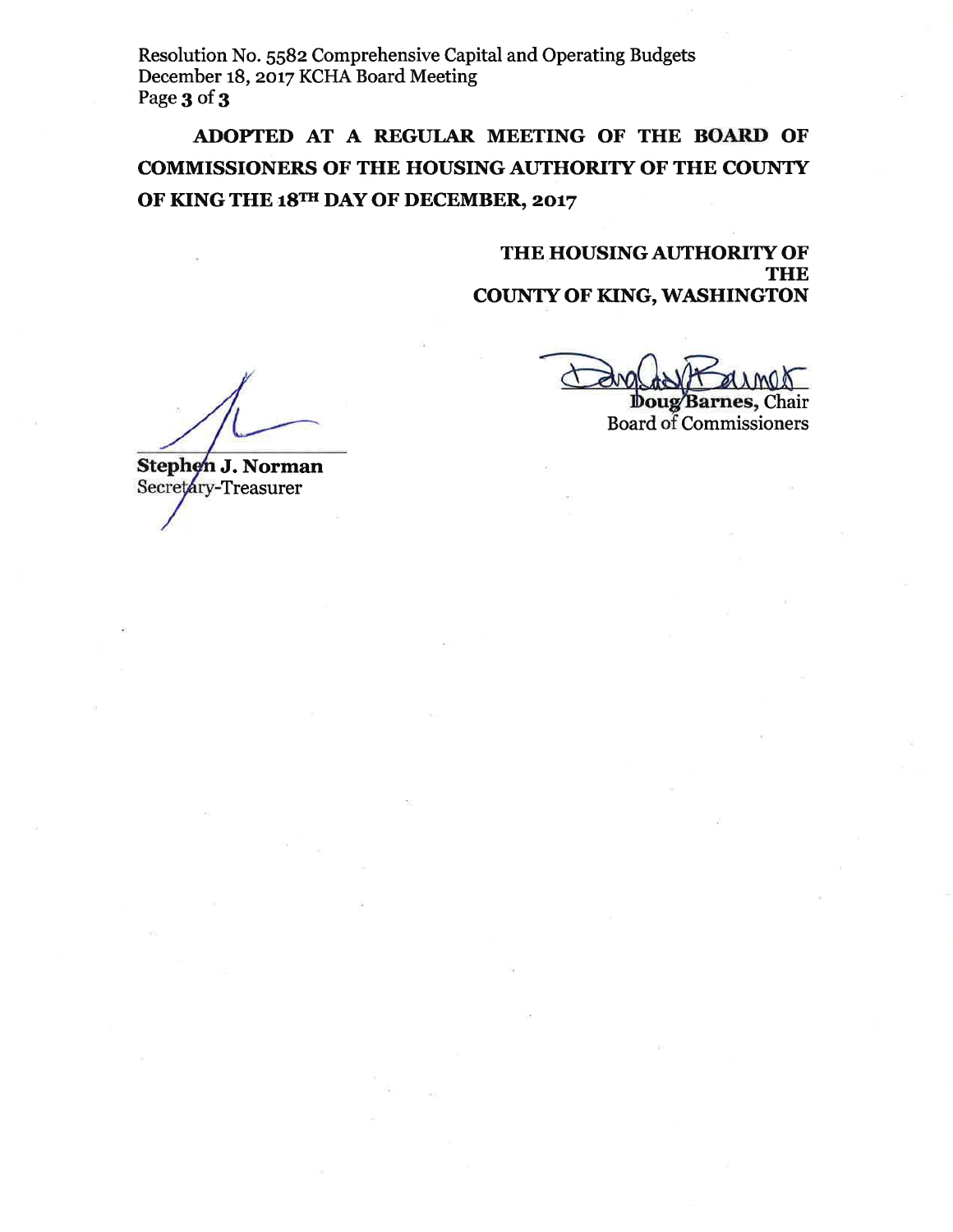**ADOPTED AT A REGULAR MEETING OF THE BOARD OF COMMISSIONERS OF THE HOUSING AUTHORITY OF THE COUNTY OF KING THE 18TH DAY OF DECEMBER, 2017**

**THE HOUSING AUTHORITY OF THE COUNTY OF KING, WASHINGTON**

**Doug Barnes**, Chair
Board of Commissioners

**Stephen J. Norman**
Secretary-Treasurer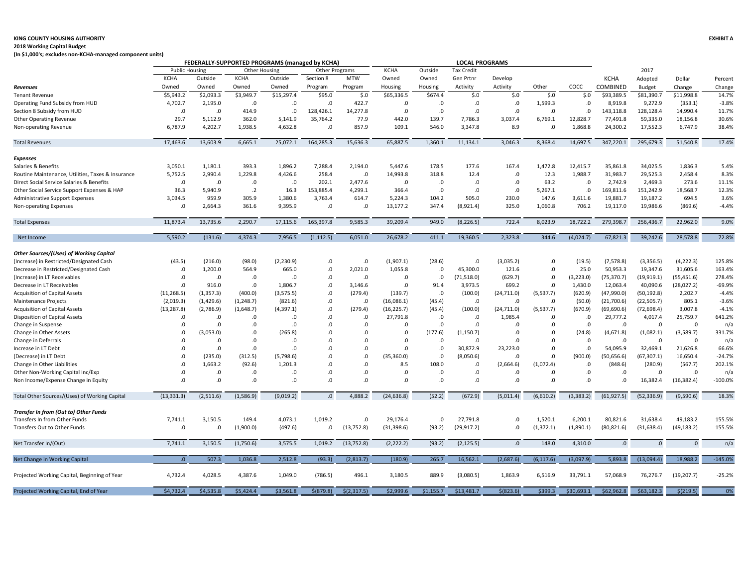**KING COUNTY HOUSING AUTHORITY**
**2018 Working Capital Budget**
**(In $1,000's; excludes non-KCHA-managed component units)**

**EXHIBIT A**

| | FEDERALLY-SUPPORTED PROGRAMS (managed by KCHA) | | | | | | LOCAL PROGRAMS | | | | | | | | | |
|---|---|---|---|---|---|---|---|---|---|---|---|---|---|---|---|---|
| | Public Housing | | Other Housing | | Other Programs | | | | | | | | | | | |
| | KCHA | Outside | KCHA | Outside | Section 8 | MTW | KCHA Owned | Outside Owned | Tax Credit Gen Prtnr | Develop | | | KCHA | 2017 Adopted | Dollar | Percent |
| ***Revenues*** | Owned | Owned | Owned | Owned | Program | Program | Housing | Housing | Activity | Activity | Other | COCC | COMBINED | Budget | Change | Change |
| Tenant Revenue | $5,943.2 | $2,093.3 | $3,949.7 | $15,297.4 | $95.0 | $.0 | $65,336.5 | $674.4 | $.0 | $.0 | $.0 | $.0 | $93,389.5 | $81,390.7 | $11,998.8 | 14.7% |
| Operating Fund Subsidy from HUD | 4,702.7 | 2,195.0 | .0 | .0 | .0 | 422.7 | .0 | .0 | .0 | .0 | 1,599.3 | .0 | 8,919.8 | 9,272.9 | (353.1) | -3.8% |
| Section 8 Subsidy from HUD | .0 | .0 | 414.9 | .0 | 128,426.1 | 14,277.8 | .0 | .0 | .0 | .0 | .0 | .0 | 143,118.8 | 128,128.4 | 14,990.4 | 11.7% |
| Other Operating Revenue | 29.7 | 5,112.9 | 362.0 | 5,141.9 | 35,764.2 | 77.9 | 442.0 | 139.7 | 7,786.3 | 3,037.4 | 6,769.1 | 12,828.7 | 77,491.8 | 59,335.0 | 18,156.8 | 30.6% |
| Non-operating Revenue | 6,787.9 | 4,202.7 | 1,938.5 | 4,632.8 | .0 | 857.9 | 109.1 | 546.0 | 3,347.8 | 8.9 | .0 | 1,868.8 | 24,300.2 | 17,552.3 | 6,747.9 | 38.4% |
| Total Revenues | 17,463.6 | 13,603.9 | 6,665.1 | 25,072.1 | 164,285.3 | 15,636.3 | 65,887.5 | 1,360.1 | 11,134.1 | 3,046.3 | 8,368.4 | 14,697.5 | 347,220.1 | 295,679.3 | 51,540.8 | 17.4% |
| ***Expenses*** | | | | | | | | | | | | | | | | |
| Salaries & Benefits | 3,050.1 | 1,180.1 | 393.3 | 1,896.2 | 7,288.4 | 2,194.0 | 5,447.6 | 178.5 | 177.6 | 167.4 | 1,472.8 | 12,415.7 | 35,861.8 | 34,025.5 | 1,836.3 | 5.4% |
| Routine Maintenance, Utilities, Taxes & Insurance | 5,752.5 | 2,990.4 | 1,229.8 | 4,426.6 | 258.4 | .0 | 14,993.8 | 318.8 | 12.4 | .0 | 12.3 | 1,988.7 | 31,983.7 | 29,525.3 | 2,458.4 | 8.3% |
| Direct Social Service Salaries & Benefits | .0 | .0 | .0 | .0 | 202.1 | 2,477.6 | .0 | .0 | .0 | .0 | 63.2 | .0 | 2,742.9 | 2,469.3 | 273.6 | 11.1% |
| Other Social Service Support Expenses & HAP | 36.3 | 5,940.9 | .2 | 16.3 | 153,885.4 | 4,299.1 | 366.4 | .0 | .0 | .0 | 5,267.1 | .0 | 169,811.6 | 151,242.9 | 18,568.7 | 12.3% |
| Administrative Support Expenses | 3,034.5 | 959.9 | 305.9 | 1,380.6 | 3,763.4 | 614.7 | 5,224.3 | 104.2 | 505.0 | 230.0 | 147.6 | 3,611.6 | 19,881.7 | 19,187.2 | 694.5 | 3.6% |
| Non-operating Expenses | .0 | 2,664.3 | 361.6 | 9,395.9 | .0 | .0 | 13,177.2 | 347.4 | (8,921.4) | 325.0 | 1,060.8 | 706.2 | 19,117.0 | 19,986.6 | (869.6) | -4.4% |
| Total Expenses | 11,873.4 | 13,735.6 | 2,290.7 | 17,115.6 | 165,397.8 | 9,585.3 | 39,209.4 | 949.0 | (8,226.5) | 722.4 | 8,023.9 | 18,722.2 | 279,398.7 | 256,436.7 | 22,962.0 | 9.0% |
| Net Income | 5,590.2 | (131.6) | 4,374.3 | 7,956.5 | (1,112.5) | 6,051.0 | 26,678.2 | 411.1 | 19,360.5 | 2,323.8 | 344.6 | (4,024.7) | 67,821.3 | 39,242.6 | 28,578.8 | 72.8% |
| ***Other Sources/(Uses) of Working Capital*** | | | | | | | | | | | | | | | | |
| (Increase) in Restricted/Designated Cash | (43.5) | (216.0) | (98.0) | (2,230.9) | .0 | .0 | (1,907.1) | (28.6) | .0 | (3,035.2) | .0 | (19.5) | (7,578.8) | (3,356.5) | (4,222.3) | 125.8% |
| Decrease in Restricted/Designated Cash | .0 | 1,200.0 | 564.9 | 665.0 | .0 | 2,021.0 | 1,055.8 | .0 | 45,300.0 | 121.6 | .0 | 25.0 | 50,953.3 | 19,347.6 | 31,605.6 | 163.4% |
| (Increase) in LT Receivables | .0 | .0 | .0 | .0 | .0 | .0 | .0 | .0 | (71,518.0) | (629.7) | .0 | (3,223.0) | (75,370.7) | (19,919.1) | (55,451.6) | 278.4% |
| Decrease in LT Receivables | .0 | 916.0 | .0 | 1,806.7 | .0 | 3,146.6 | .0 | 91.4 | 3,973.5 | 699.2 | .0 | 1,430.0 | 12,063.4 | 40,090.6 | (28,027.2) | -69.9% |
| Acquisition of Capital Assets | (11,268.5) | (1,357.3) | (400.0) | (3,575.5) | .0 | (279.4) | (139.7) | .0 | (100.0) | (24,711.0) | (5,537.7) | (620.9) | (47,990.0) | (50,192.8) | 2,202.7 | -4.4% |
| Maintenance Projects | (2,019.3) | (1,429.6) | (1,248.7) | (821.6) | .0 | .0 | (16,086.1) | (45.4) | .0 | .0 | .0 | (50.0) | (21,700.6) | (22,505.7) | 805.1 | -3.6% |
| Acquisition of Capital Assets | (13,287.8) | (2,786.9) | (1,648.7) | (4,397.1) | .0 | (279.4) | (16,225.7) | (45.4) | (100.0) | (24,711.0) | (5,537.7) | (670.9) | (69,690.6) | (72,698.4) | 3,007.8 | -4.1% |
| Disposition of Capital Assets | .0 | .0 | .0 | .0 | .0 | .0 | 27,791.8 | .0 | .0 | 1,985.4 | .0 | .0 | 29,777.2 | 4,017.4 | 25,759.7 | 641.2% |
| Change in Suspense | .0 | .0 | .0 | .0 | .0 | .0 | .0 | .0 | .0 | .0 | .0 | .0 | .0 | .0 | .0 | n/a |
| Change in Other Assets | .0 | (3,053.0) | .0 | (265.8) | .0 | .0 | .0 | (177.6) | (1,150.7) | .0 | .0 | (24.8) | (4,671.8) | (1,082.1) | (3,589.7) | 331.7% |
| Change in Deferrals | .0 | .0 | .0 | .0 | .0 | .0 | .0 | .0 | .0 | .0 | .0 | .0 | .0 | .0 | .0 | n/a |
| Increase in LT Debt | .0 | .0 | .0 | .0 | .0 | .0 | .0 | .0 | 30,872.9 | 23,223.0 | .0 | .0 | 54,095.9 | 32,469.1 | 21,626.8 | 66.6% |
| (Decrease) in LT Debt | .0 | (235.0) | (312.5) | (5,798.6) | .0 | .0 | (35,360.0) | .0 | (8,050.6) | .0 | .0 | (900.0) | (50,656.6) | (67,307.1) | 16,650.4 | -24.7% |
| Change in Other Liabilities | .0 | 1,663.2 | (92.6) | 1,201.3 | .0 | .0 | 8.5 | 108.0 | .0 | (2,664.6) | (1,072.4) | .0 | (848.6) | (280.9) | (567.7) | 202.1% |
| Other Non-Working Capital Inc/Exp | .0 | .0 | .0 | .0 | .0 | .0 | .0 | .0 | .0 | .0 | .0 | .0 | .0 | .0 | .0 | n/a |
| Non Income/Expense Change in Equity | .0 | .0 | .0 | .0 | .0 | .0 | .0 | .0 | .0 | .0 | .0 | .0 | .0 | 16,382.4 | (16,382.4) | -100.0% |
| Total Other Sources/(Uses) of Working Capital | (13,331.3) | (2,511.6) | (1,586.9) | (9,019.2) | .0 | 4,888.2 | (24,636.8) | (52.2) | (672.9) | (5,011.4) | (6,610.2) | (3,383.2) | (61,927.5) | (52,336.9) | (9,590.6) | 18.3% |
| ***Transfer In from (Out to) Other Funds*** | | | | | | | | | | | | | | | | |
| Transfers In from Other Funds | 7,741.1 | 3,150.5 | 149.4 | 4,073.1 | 1,019.2 | .0 | 29,176.4 | .0 | 27,791.8 | .0 | 1,520.1 | 6,200.1 | 80,821.6 | 31,638.4 | 49,183.2 | 155.5% |
| Transfers Out to Other Funds | .0 | .0 | (1,900.0) | (497.6) | .0 | (13,752.8) | (31,398.6) | (93.2) | (29,917.2) | .0 | (1,372.1) | (1,890.1) | (80,821.6) | (31,638.4) | (49,183.2) | 155.5% |
| Net Transfer In/(Out) | 7,741.1 | 3,150.5 | (1,750.6) | 3,575.5 | 1,019.2 | (13,752.8) | (2,222.2) | (93.2) | (2,125.5) | .0 | 148.0 | 4,310.0 | .0 | .0 | .0 | n/a |
| Net Change in Working Capital | .0 | 507.3 | 1,036.8 | 2,512.8 | (93.3) | (2,813.7) | (180.9) | 265.7 | 16,562.1 | (2,687.6) | (6,117.6) | (3,097.9) | 5,893.8 | (13,094.4) | 18,988.2 | -145.0% |
| Projected Working Capital, Beginning of Year | 4,732.4 | 4,028.5 | 4,387.6 | 1,049.0 | (786.5) | 496.1 | 3,180.5 | 889.9 | (3,080.5) | 1,863.9 | 6,516.9 | 33,791.1 | 57,068.9 | 76,276.7 | (19,207.7) | -25.2% |
| Projected Working Capital, End of Year | $4,732.4 | $4,535.8 | $5,424.4 | $3,561.8 | $(879.8) | $(2,317.5) | $2,999.6 | $1,155.7 | $13,481.7 | $(823.6) | $399.3 | $30,693.1 | $62,962.8 | $63,182.3 | $(219.5) | 0% |